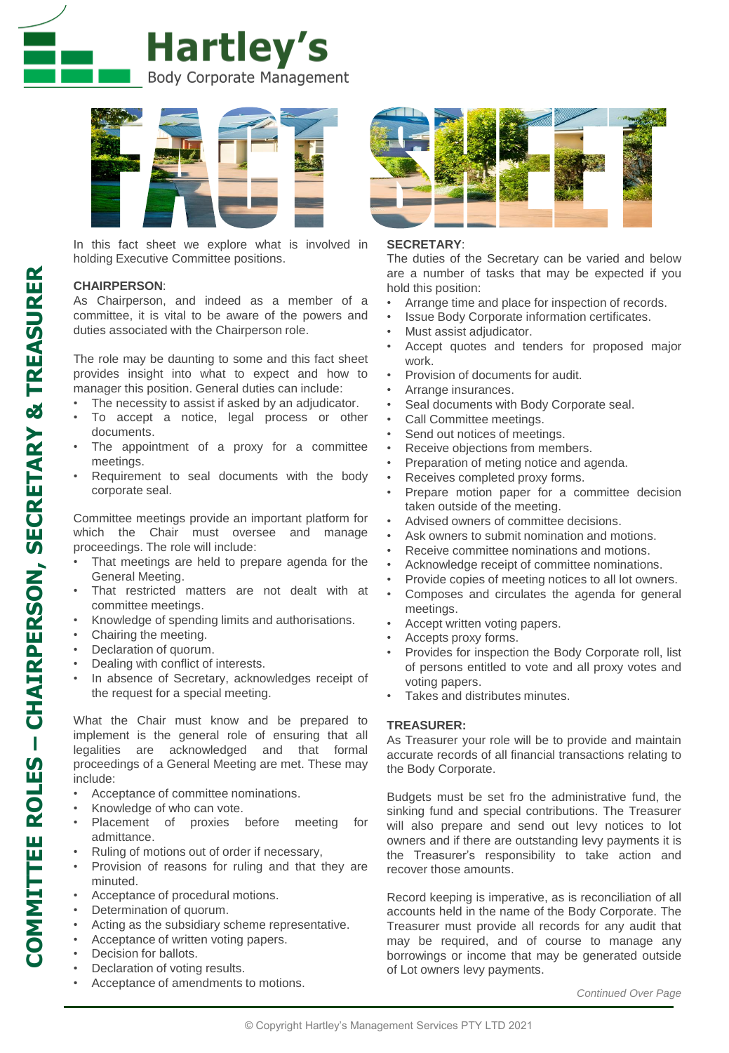# Hartley's

Body Corporate Management

# FACT SHEET

## COMMITTEE ROLES – CHAIRPERSON, SECRETARY & TREASURER

In this fact sheet we explore what is involved in holding Executive Committee positions.

**CHAIRPERSON**:

As Chairperson, and indeed as a member of a committee, it is vital to be aware of the powers and duties associated with the Chairperson role.

The role may be daunting to some and this fact sheet provides insight into what to expect and how to manager this position. General duties can include:

- The necessity to assist if asked by an adjudicator.
- To accept a notice, legal process or other documents.
- The appointment of a proxy for a committee meetings.
- Requirement to seal documents with the body corporate seal.

Committee meetings provide an important platform for which the Chair must oversee and manage proceedings. The role will include:

- That meetings are held to prepare agenda for the General Meeting.
- That restricted matters are not dealt with at committee meetings.
- Knowledge of spending limits and authorisations.
- Chairing the meeting.
- Declaration of quorum.
- Dealing with conflict of interests.
- In absence of Secretary, acknowledges receipt of the request for a special meeting.

What the Chair must know and be prepared to implement is the general role of ensuring that all legalities are acknowledged and that formal proceedings of a General Meeting are met. These may include:

- Acceptance of committee nominations.
- Knowledge of who can vote.
- Placement of proxies before meeting for admittance.
- Ruling of motions out of order if necessary,
- Provision of reasons for ruling and that they are minuted.
- Acceptance of procedural motions.
- Determination of quorum.
- Acting as the subsidiary scheme representative.
- Acceptance of written voting papers.
- Decision for ballots.
- Declaration of voting results.
- Acceptance of amendments to motions.

**SECRETARY**:

The duties of the Secretary can be varied and below are a number of tasks that may be expected if you hold this position:

- Arrange time and place for inspection of records.
- Issue Body Corporate information certificates.
- Must assist adjudicator.
- Accept quotes and tenders for proposed major work.
- Provision of documents for audit.
- Arrange insurances.
- Seal documents with Body Corporate seal.
- Call Committee meetings.
- Send out notices of meetings.
- Receive objections from members.
- Preparation of meting notice and agenda.
- Receives completed proxy forms.
- Prepare motion paper for a committee decision taken outside of the meeting.
- Advised owners of committee decisions.
- Ask owners to submit nomination and motions.
- Receive committee nominations and motions.
- Acknowledge receipt of committee nominations.
- Provide copies of meeting notices to all lot owners.
- Composes and circulates the agenda for general meetings.
- Accept written voting papers.
- Accepts proxy forms.
- Provides for inspection the Body Corporate roll, list of persons entitled to vote and all proxy votes and voting papers.
- Takes and distributes minutes.

**TREASURER:**

As Treasurer your role will be to provide and maintain accurate records of all financial transactions relating to the Body Corporate.

Budgets must be set fro the administrative fund, the sinking fund and special contributions. The Treasurer will also prepare and send out levy notices to lot owners and if there are outstanding levy payments it is the Treasurer's responsibility to take action and recover those amounts.

Record keeping is imperative, as is reconciliation of all accounts held in the name of the Body Corporate. The Treasurer must provide all records for any audit that may be required, and of course to manage any borrowings or income that may be generated outside of Lot owners levy payments.

*Continued Over Page*

© Copyright Hartley's Management Services PTY LTD 2021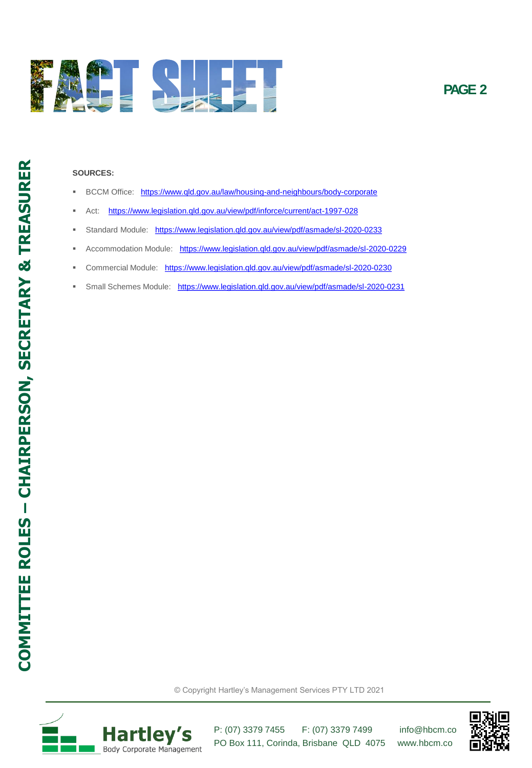**SOURCES:**

- BCCM Office: https://www.qld.gov.au/law/housing-and-neighbours/body-corporate
- Act: https://www.legislation.qld.gov.au/view/pdf/inforce/current/act-1997-028
- Standard Module: https://www.legislation.qld.gov.au/view/pdf/asmade/sl-2020-0233
- Accommodation Module: https://www.legislation.qld.gov.au/view/pdf/asmade/sl-2020-0229
- Commercial Module: https://www.legislation.qld.gov.au/view/pdf/asmade/sl-2020-0230
- Small Schemes Module: https://www.legislation.qld.gov.au/view/pdf/asmade/sl-2020-0231